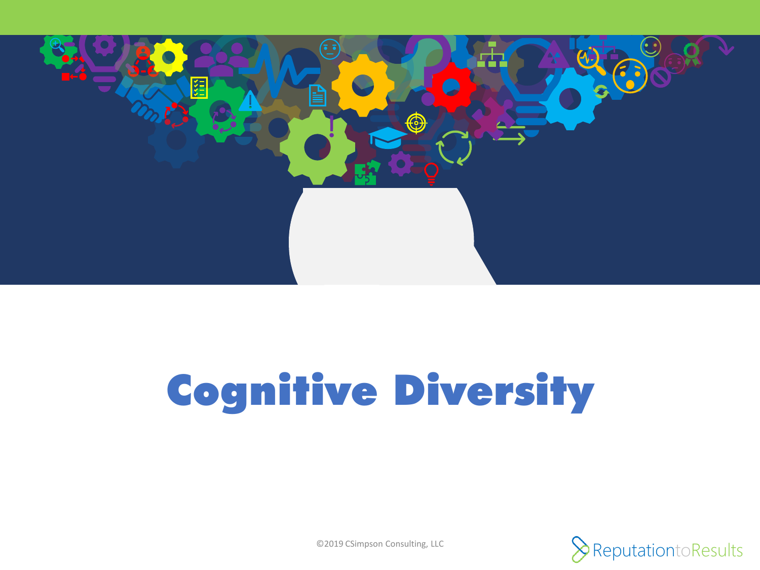# Cognitive Diversity

©2019 CSimpson Consulting, LLC

ReputationtoResults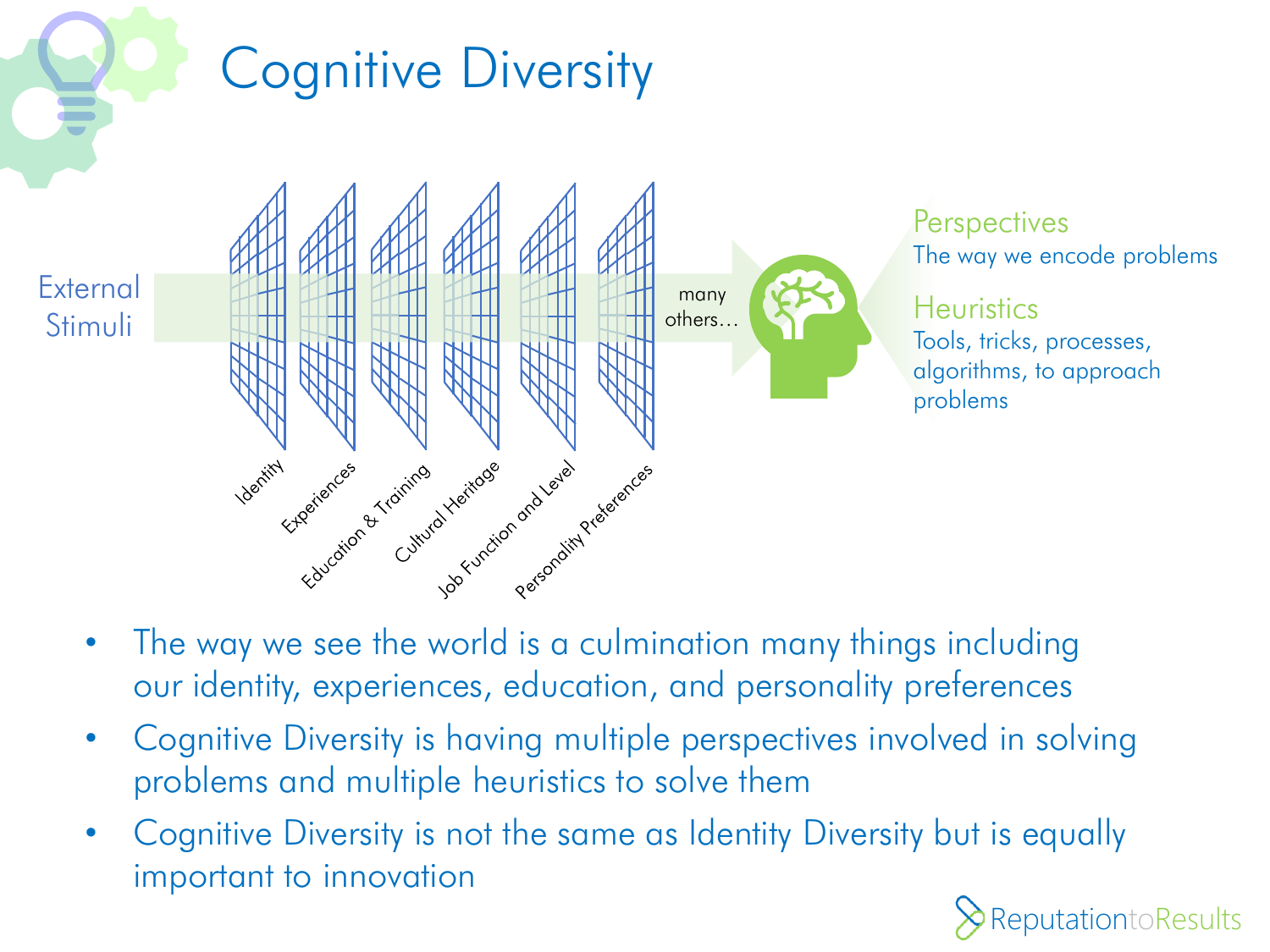# Cognitive Diversity

External Stimuli

Identity | Experiences | Education & Training | Cultural Heritage | Job Function and Level | Personality Preferences | many others…

**Perspectives**
The way we encode problems

**Heuristics**
Tools, tricks, processes, algorithms, to approach problems

- The way we see the world is a culmination many things including our identity, experiences, education, and personality preferences
- Cognitive Diversity is having multiple perspectives involved in solving problems and multiple heuristics to solve them
- Cognitive Diversity is not the same as Identity Diversity but is equally important to innovation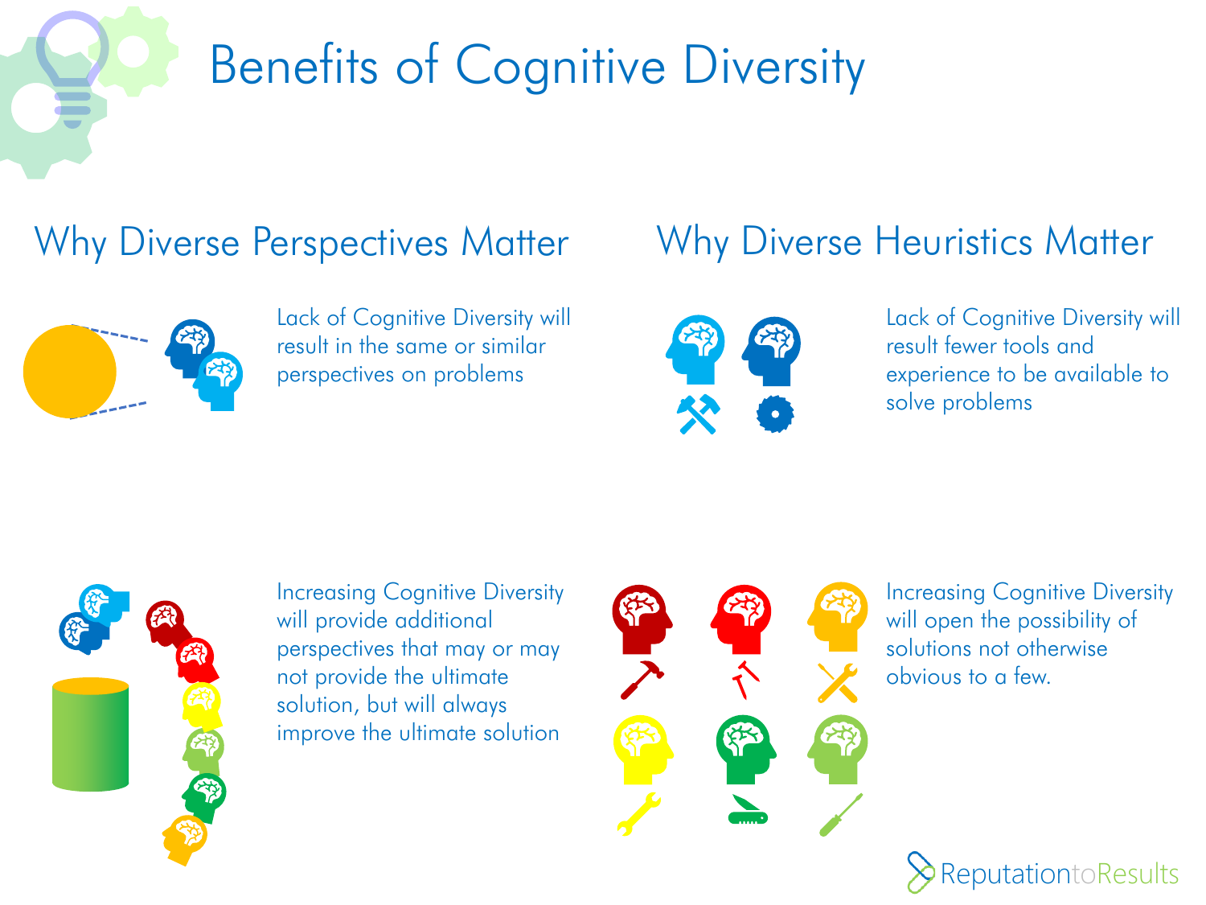# Benefits of Cognitive Diversity

## Why Diverse Perspectives Matter

Lack of Cognitive Diversity will result in the same or similar perspectives on problems

Increasing Cognitive Diversity will provide additional perspectives that may or may not provide the ultimate solution, but will always improve the ultimate solution

## Why Diverse Heuristics Matter

Lack of Cognitive Diversity will result fewer tools and experience to be available to solve problems

Increasing Cognitive Diversity will open the possibility of solutions not otherwise obvious to a few.

ReputationtoResults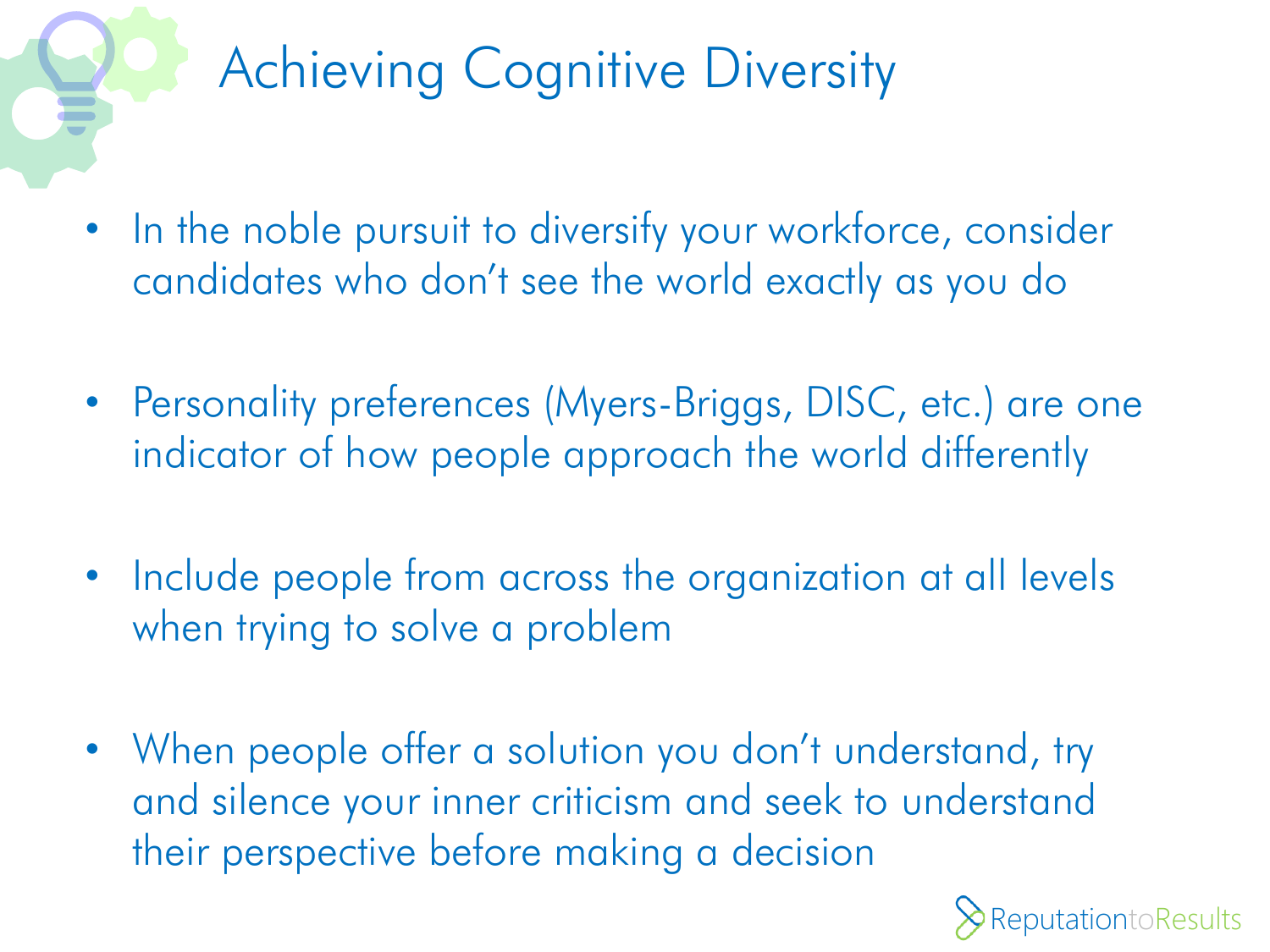# Achieving Cognitive Diversity

- In the noble pursuit to diversify your workforce, consider candidates who don't see the world exactly as you do
- Personality preferences (Myers-Briggs, DISC, etc.) are one indicator of how people approach the world differently
- Include people from across the organization at all levels when trying to solve a problem
- When people offer a solution you don't understand, try and silence your inner criticism and seek to understand their perspective before making a decision

ReputationtoResults